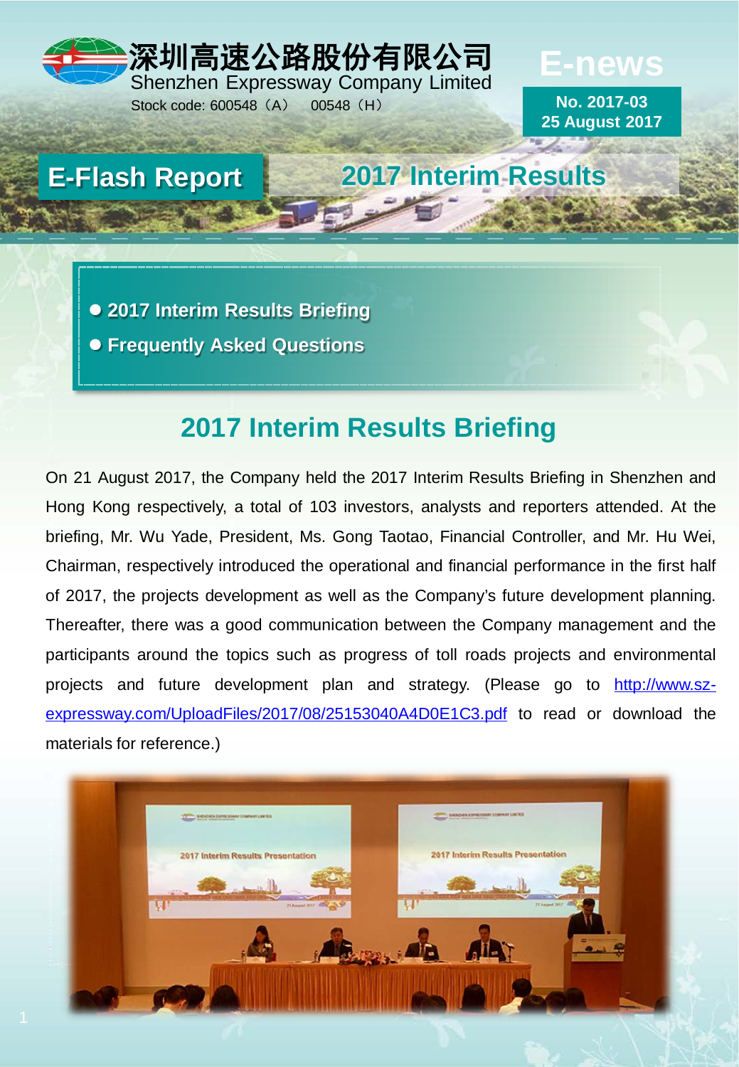深圳高速公路股份有限公司
Shenzhen Expressway Company Limited
Stock code: 600548（A） 00548（H）

**E-news**

**No. 2017-03**
**25 August 2017**

# E-Flash Report — 2017 Interim Results

- **2017 Interim Results Briefing**
- **Frequently Asked Questions**

## 2017 Interim Results Briefing

On 21 August 2017, the Company held the 2017 Interim Results Briefing in Shenzhen and Hong Kong respectively, a total of 103 investors, analysts and reporters attended. At the briefing, Mr. Wu Yade, President, Ms. Gong Taotao, Financial Controller, and Mr. Hu Wei, Chairman, respectively introduced the operational and financial performance in the first half of 2017, the projects development as well as the Company's future development planning. Thereafter, there was a good communication between the Company management and the participants around the topics such as progress of toll roads projects and environmental projects and future development plan and strategy. (Please go to http://www.sz-expressway.com/UploadFiles/2017/08/25153040A4D0E1C3.pdf to read or download the materials for reference.)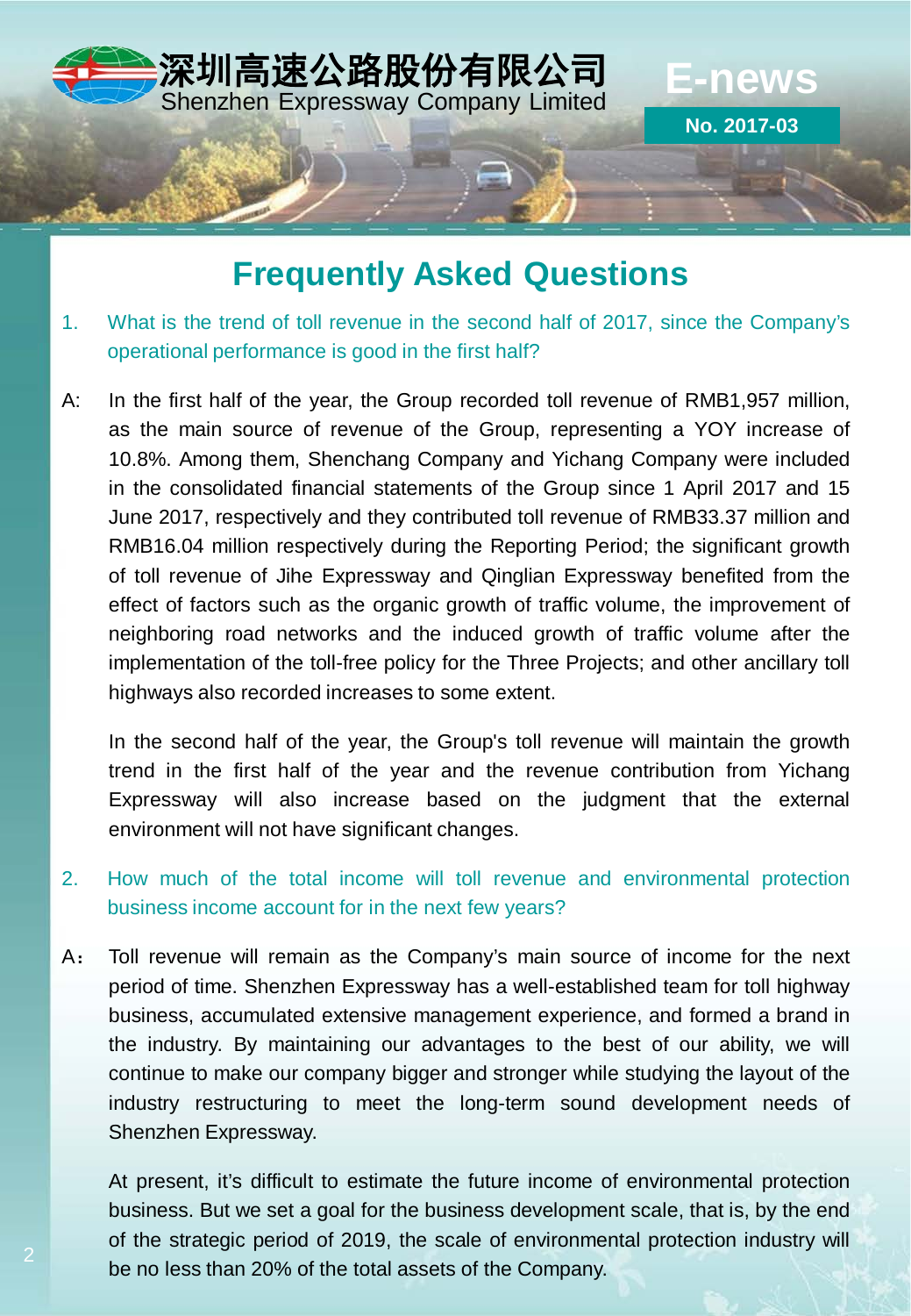## Frequently Asked Questions

1. What is the trend of toll revenue in the second half of 2017, since the Company's operational performance is good in the first half?

A: In the first half of the year, the Group recorded toll revenue of RMB1,957 million, as the main source of revenue of the Group, representing a YOY increase of 10.8%. Among them, Shenchang Company and Yichang Company were included in the consolidated financial statements of the Group since 1 April 2017 and 15 June 2017, respectively and they contributed toll revenue of RMB33.37 million and RMB16.04 million respectively during the Reporting Period; the significant growth of toll revenue of Jihe Expressway and Qinglian Expressway benefited from the effect of factors such as the organic growth of traffic volume, the improvement of neighboring road networks and the induced growth of traffic volume after the implementation of the toll-free policy for the Three Projects; and other ancillary toll highways also recorded increases to some extent.

In the second half of the year, the Group's toll revenue will maintain the growth trend in the first half of the year and the revenue contribution from Yichang Expressway will also increase based on the judgment that the external environment will not have significant changes.

2. How much of the total income will toll revenue and environmental protection business income account for in the next few years?

A： Toll revenue will remain as the Company's main source of income for the next period of time. Shenzhen Expressway has a well-established team for toll highway business, accumulated extensive management experience, and formed a brand in the industry. By maintaining our advantages to the best of our ability, we will continue to make our company bigger and stronger while studying the layout of the industry restructuring to meet the long-term sound development needs of Shenzhen Expressway.

At present, it's difficult to estimate the future income of environmental protection business. But we set a goal for the business development scale, that is, by the end of the strategic period of 2019, the scale of environmental protection industry will be no less than 20% of the total assets of the Company.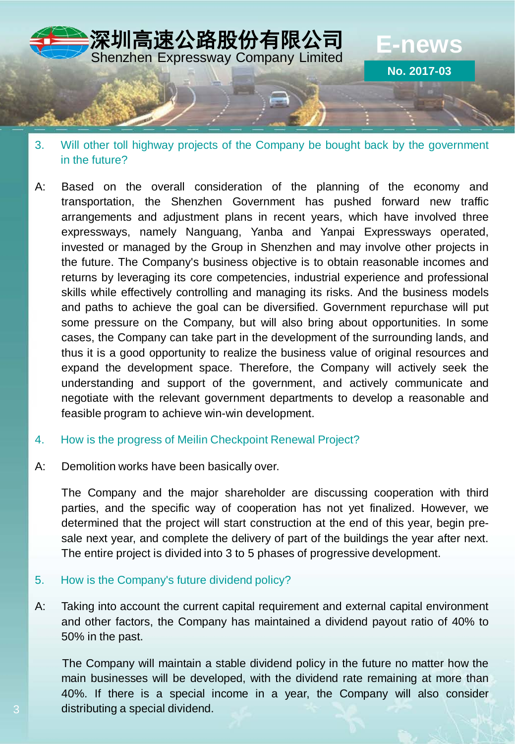3. Will other toll highway projects of the Company be bought back by the government in the future?

A: Based on the overall consideration of the planning of the economy and transportation, the Shenzhen Government has pushed forward new traffic arrangements and adjustment plans in recent years, which have involved three expressways, namely Nanguang, Yanba and Yanpai Expressways operated, invested or managed by the Group in Shenzhen and may involve other projects in the future. The Company's business objective is to obtain reasonable incomes and returns by leveraging its core competencies, industrial experience and professional skills while effectively controlling and managing its risks. And the business models and paths to achieve the goal can be diversified. Government repurchase will put some pressure on the Company, but will also bring about opportunities. In some cases, the Company can take part in the development of the surrounding lands, and thus it is a good opportunity to realize the business value of original resources and expand the development space. Therefore, the Company will actively seek the understanding and support of the government, and actively communicate and negotiate with the relevant government departments to develop a reasonable and feasible program to achieve win-win development.

4. How is the progress of Meilin Checkpoint Renewal Project?

A: Demolition works have been basically over.

The Company and the major shareholder are discussing cooperation with third parties, and the specific way of cooperation has not yet finalized. However, we determined that the project will start construction at the end of this year, begin pre-sale next year, and complete the delivery of part of the buildings the year after next. The entire project is divided into 3 to 5 phases of progressive development.

5. How is the Company's future dividend policy?

A: Taking into account the current capital requirement and external capital environment and other factors, the Company has maintained a dividend payout ratio of 40% to 50% in the past.

The Company will maintain a stable dividend policy in the future no matter how the main businesses will be developed, with the dividend rate remaining at more than 40%. If there is a special income in a year, the Company will also consider distributing a special dividend.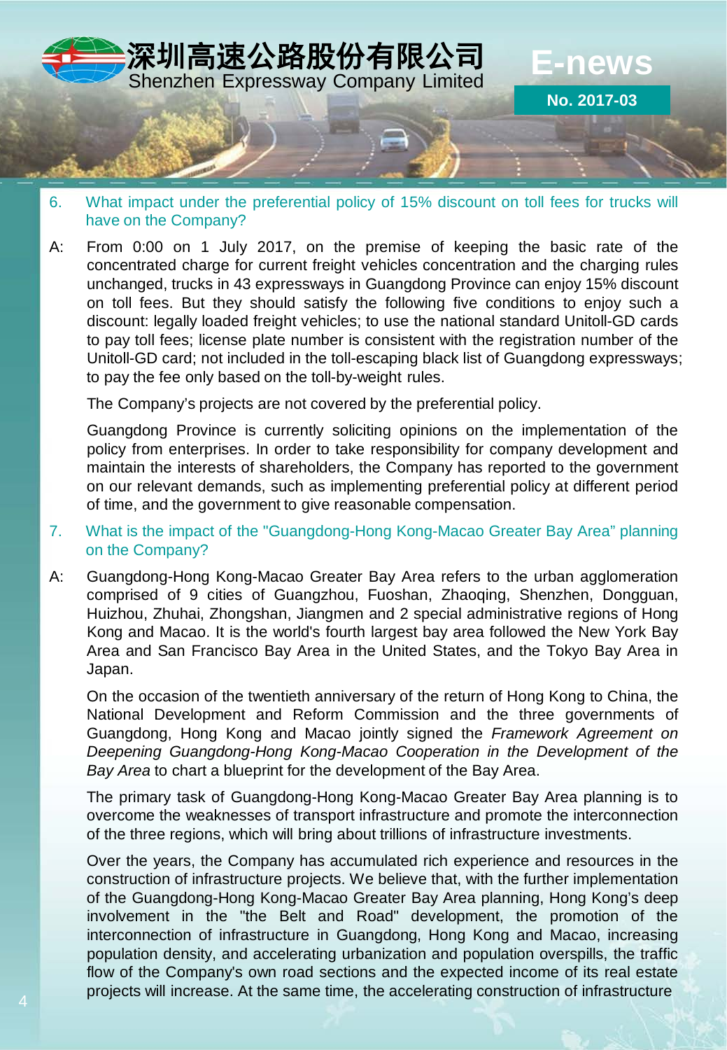6. What impact under the preferential policy of 15% discount on toll fees for trucks will have on the Company?

A: From 0:00 on 1 July 2017, on the premise of keeping the basic rate of the concentrated charge for current freight vehicles concentration and the charging rules unchanged, trucks in 43 expressways in Guangdong Province can enjoy 15% discount on toll fees. But they should satisfy the following five conditions to enjoy such a discount: legally loaded freight vehicles; to use the national standard Unitoll-GD cards to pay toll fees; license plate number is consistent with the registration number of the Unitoll-GD card; not included in the toll-escaping black list of Guangdong expressways; to pay the fee only based on the toll-by-weight rules.

The Company's projects are not covered by the preferential policy.

Guangdong Province is currently soliciting opinions on the implementation of the policy from enterprises. In order to take responsibility for company development and maintain the interests of shareholders, the Company has reported to the government on our relevant demands, such as implementing preferential policy at different period of time, and the government to give reasonable compensation.

7. What is the impact of the "Guangdong-Hong Kong-Macao Greater Bay Area" planning on the Company?

A: Guangdong-Hong Kong-Macao Greater Bay Area refers to the urban agglomeration comprised of 9 cities of Guangzhou, Fuoshan, Zhaoqing, Shenzhen, Dongguan, Huizhou, Zhuhai, Zhongshan, Jiangmen and 2 special administrative regions of Hong Kong and Macao. It is the world's fourth largest bay area followed the New York Bay Area and San Francisco Bay Area in the United States, and the Tokyo Bay Area in Japan.

On the occasion of the twentieth anniversary of the return of Hong Kong to China, the National Development and Reform Commission and the three governments of Guangdong, Hong Kong and Macao jointly signed the *Framework Agreement on Deepening Guangdong-Hong Kong-Macao Cooperation in the Development of the Bay Area* to chart a blueprint for the development of the Bay Area.

The primary task of Guangdong-Hong Kong-Macao Greater Bay Area planning is to overcome the weaknesses of transport infrastructure and promote the interconnection of the three regions, which will bring about trillions of infrastructure investments.

Over the years, the Company has accumulated rich experience and resources in the construction of infrastructure projects. We believe that, with the further implementation of the Guangdong-Hong Kong-Macao Greater Bay Area planning, Hong Kong's deep involvement in the "the Belt and Road" development, the promotion of the interconnection of infrastructure in Guangdong, Hong Kong and Macao, increasing population density, and accelerating urbanization and population overspills, the traffic flow of the Company's own road sections and the expected income of its real estate projects will increase. At the same time, the accelerating construction of infrastructure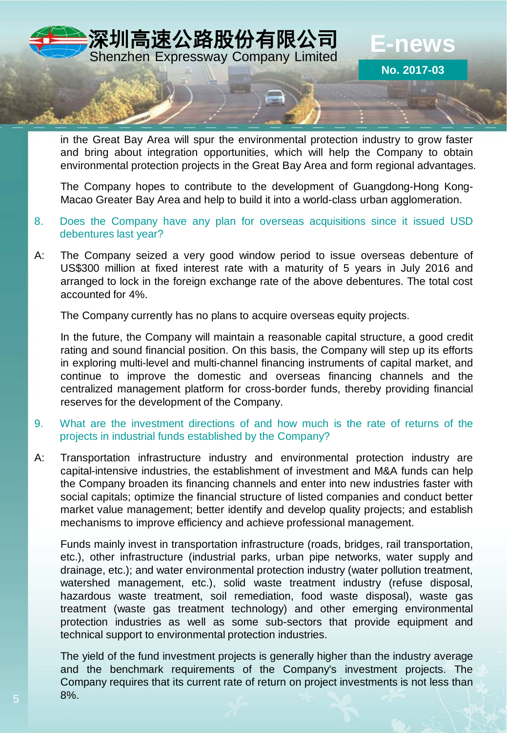in the Great Bay Area will spur the environmental protection industry to grow faster and bring about integration opportunities, which will help the Company to obtain environmental protection projects in the Great Bay Area and form regional advantages.

The Company hopes to contribute to the development of Guangdong-Hong Kong-Macao Greater Bay Area and help to build it into a world-class urban agglomeration.

8. Does the Company have any plan for overseas acquisitions since it issued USD debentures last year?

A: The Company seized a very good window period to issue overseas debenture of US$300 million at fixed interest rate with a maturity of 5 years in July 2016 and arranged to lock in the foreign exchange rate of the above debentures. The total cost accounted for 4%.

The Company currently has no plans to acquire overseas equity projects.

In the future, the Company will maintain a reasonable capital structure, a good credit rating and sound financial position. On this basis, the Company will step up its efforts in exploring multi-level and multi-channel financing instruments of capital market, and continue to improve the domestic and overseas financing channels and the centralized management platform for cross-border funds, thereby providing financial reserves for the development of the Company.

9. What are the investment directions of and how much is the rate of returns of the projects in industrial funds established by the Company?

A: Transportation infrastructure industry and environmental protection industry are capital-intensive industries, the establishment of investment and M&A funds can help the Company broaden its financing channels and enter into new industries faster with social capitals; optimize the financial structure of listed companies and conduct better market value management; better identify and develop quality projects; and establish mechanisms to improve efficiency and achieve professional management.

Funds mainly invest in transportation infrastructure (roads, bridges, rail transportation, etc.), other infrastructure (industrial parks, urban pipe networks, water supply and drainage, etc.); and water environmental protection industry (water pollution treatment, watershed management, etc.), solid waste treatment industry (refuse disposal, hazardous waste treatment, soil remediation, food waste disposal), waste gas treatment (waste gas treatment technology) and other emerging environmental protection industries as well as some sub-sectors that provide equipment and technical support to environmental protection industries.

The yield of the fund investment projects is generally higher than the industry average and the benchmark requirements of the Company's investment projects. The Company requires that its current rate of return on project investments is not less than 8%.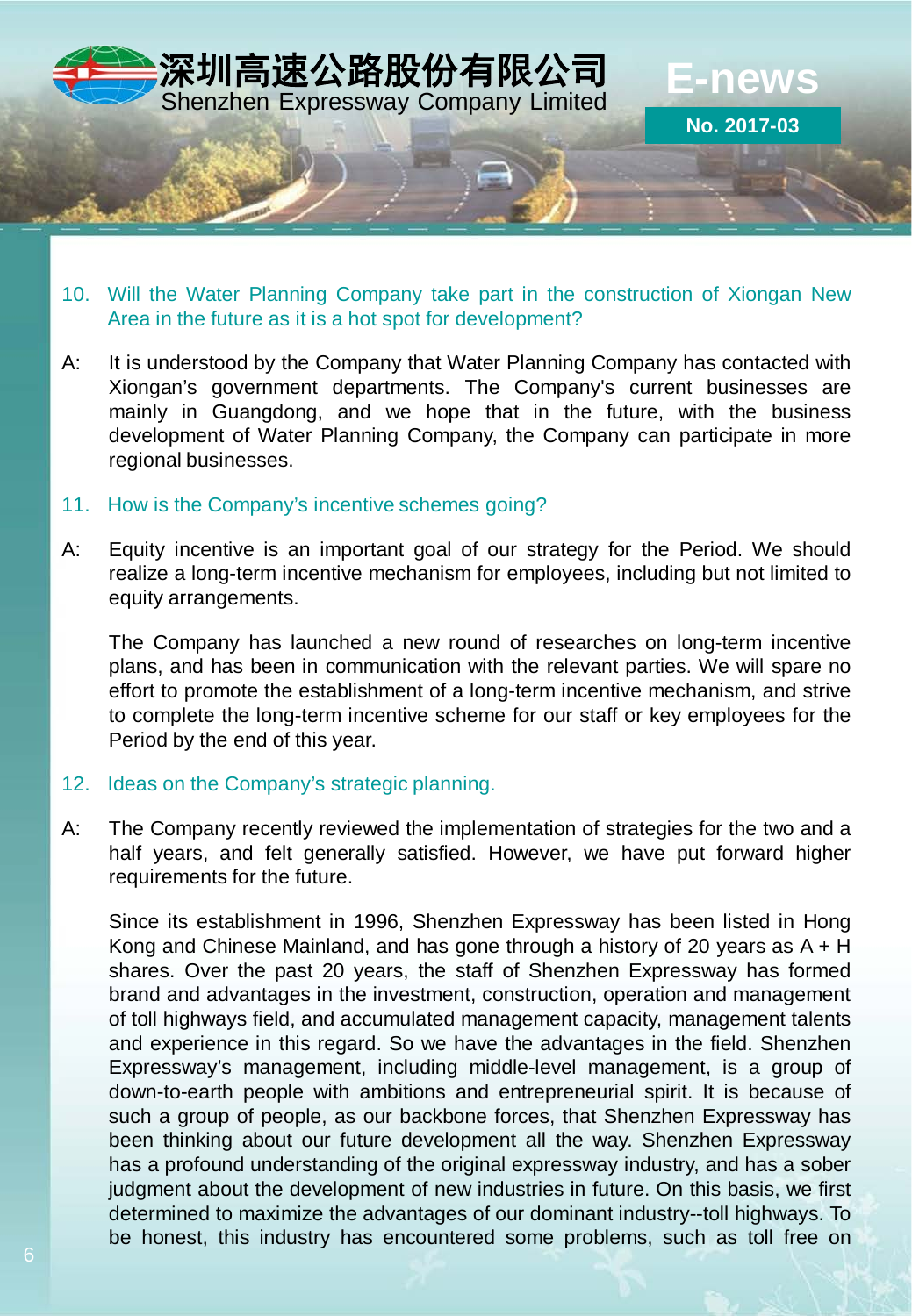10. Will the Water Planning Company take part in the construction of Xiongan New Area in the future as it is a hot spot for development?

A: It is understood by the Company that Water Planning Company has contacted with Xiongan's government departments. The Company's current businesses are mainly in Guangdong, and we hope that in the future, with the business development of Water Planning Company, the Company can participate in more regional businesses.

11. How is the Company's incentive schemes going?

A: Equity incentive is an important goal of our strategy for the Period. We should realize a long-term incentive mechanism for employees, including but not limited to equity arrangements.

The Company has launched a new round of researches on long-term incentive plans, and has been in communication with the relevant parties. We will spare no effort to promote the establishment of a long-term incentive mechanism, and strive to complete the long-term incentive scheme for our staff or key employees for the Period by the end of this year.

12. Ideas on the Company's strategic planning.

A: The Company recently reviewed the implementation of strategies for the two and a half years, and felt generally satisfied. However, we have put forward higher requirements for the future.

Since its establishment in 1996, Shenzhen Expressway has been listed in Hong Kong and Chinese Mainland, and has gone through a history of 20 years as A + H shares. Over the past 20 years, the staff of Shenzhen Expressway has formed brand and advantages in the investment, construction, operation and management of toll highways field, and accumulated management capacity, management talents and experience in this regard. So we have the advantages in the field. Shenzhen Expressway's management, including middle-level management, is a group of down-to-earth people with ambitions and entrepreneurial spirit. It is because of such a group of people, as our backbone forces, that Shenzhen Expressway has been thinking about our future development all the way. Shenzhen Expressway has a profound understanding of the original expressway industry, and has a sober judgment about the development of new industries in future. On this basis, we first determined to maximize the advantages of our dominant industry--toll highways. To be honest, this industry has encountered some problems, such as toll free on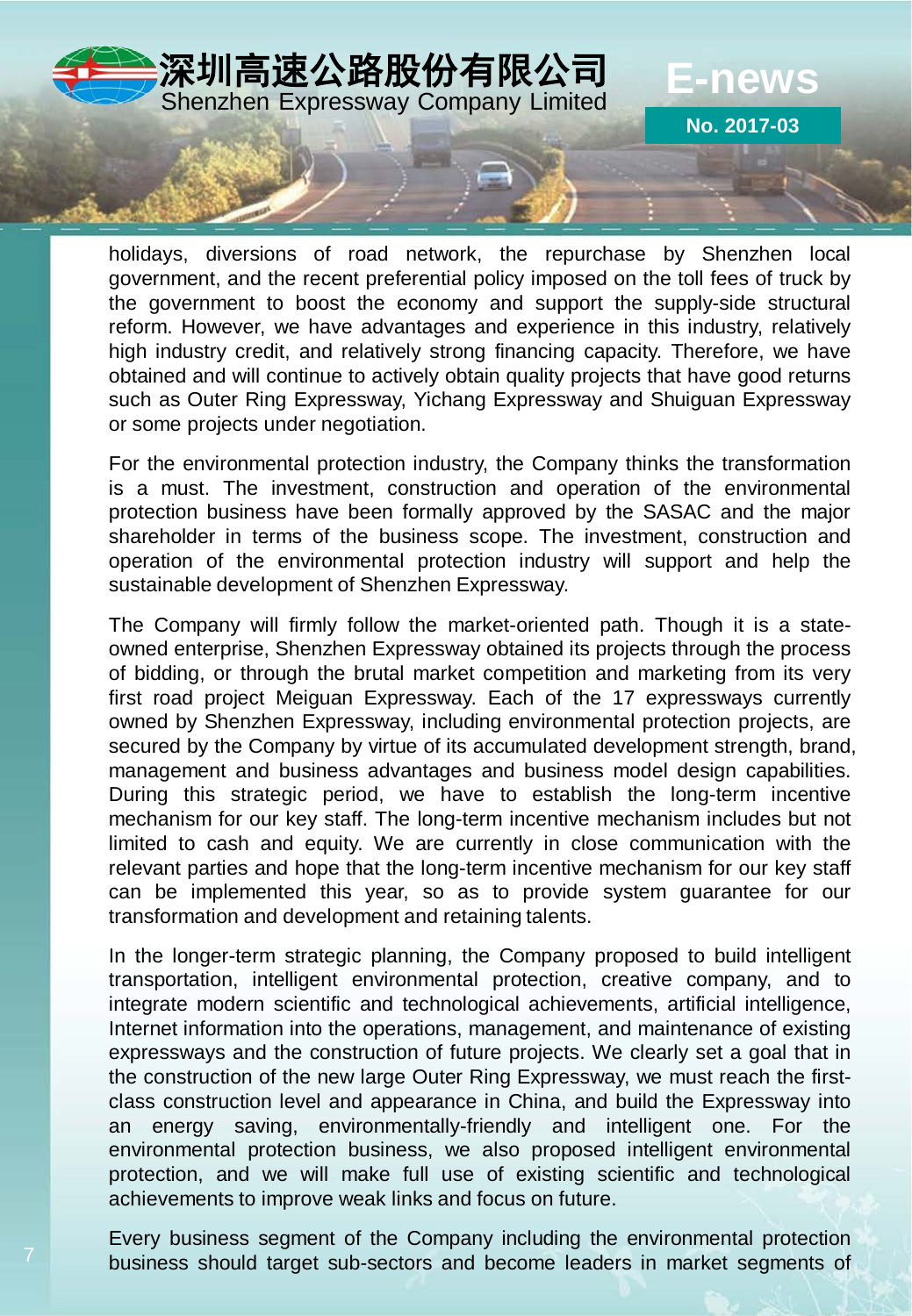holidays, diversions of road network, the repurchase by Shenzhen local government, and the recent preferential policy imposed on the toll fees of truck by the government to boost the economy and support the supply-side structural reform. However, we have advantages and experience in this industry, relatively high industry credit, and relatively strong financing capacity. Therefore, we have obtained and will continue to actively obtain quality projects that have good returns such as Outer Ring Expressway, Yichang Expressway and Shuiguan Expressway or some projects under negotiation.

For the environmental protection industry, the Company thinks the transformation is a must. The investment, construction and operation of the environmental protection business have been formally approved by the SASAC and the major shareholder in terms of the business scope. The investment, construction and operation of the environmental protection industry will support and help the sustainable development of Shenzhen Expressway.

The Company will firmly follow the market-oriented path. Though it is a state-owned enterprise, Shenzhen Expressway obtained its projects through the process of bidding, or through the brutal market competition and marketing from its very first road project Meiguan Expressway. Each of the 17 expressways currently owned by Shenzhen Expressway, including environmental protection projects, are secured by the Company by virtue of its accumulated development strength, brand, management and business advantages and business model design capabilities. During this strategic period, we have to establish the long-term incentive mechanism for our key staff. The long-term incentive mechanism includes but not limited to cash and equity. We are currently in close communication with the relevant parties and hope that the long-term incentive mechanism for our key staff can be implemented this year, so as to provide system guarantee for our transformation and development and retaining talents.

In the longer-term strategic planning, the Company proposed to build intelligent transportation, intelligent environmental protection, creative company, and to integrate modern scientific and technological achievements, artificial intelligence, Internet information into the operations, management, and maintenance of existing expressways and the construction of future projects. We clearly set a goal that in the construction of the new large Outer Ring Expressway, we must reach the first-class construction level and appearance in China, and build the Expressway into an energy saving, environmentally-friendly and intelligent one. For the environmental protection business, we also proposed intelligent environmental protection, and we will make full use of existing scientific and technological achievements to improve weak links and focus on future.

Every business segment of the Company including the environmental protection business should target sub-sectors and become leaders in market segments of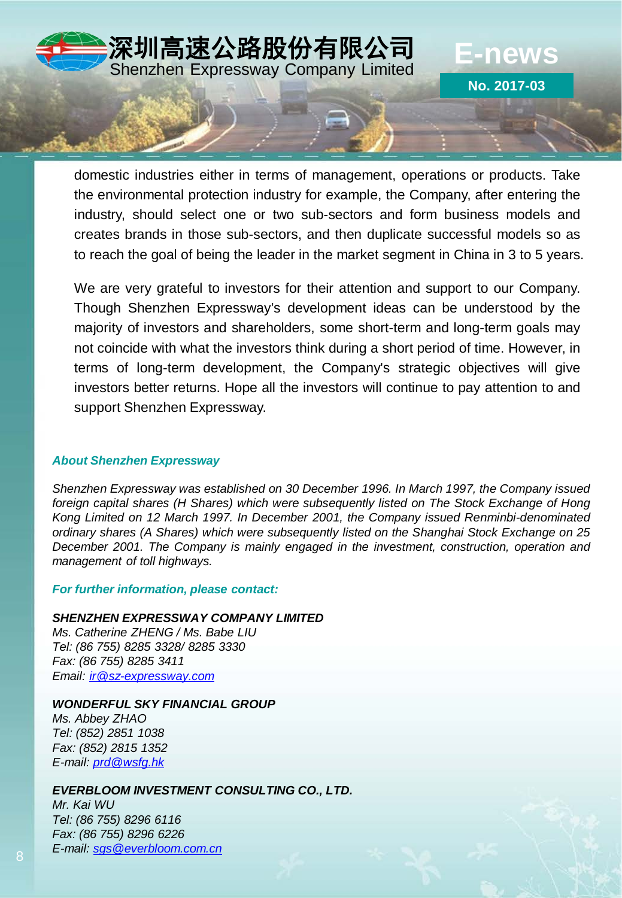domestic industries either in terms of management, operations or products. Take the environmental protection industry for example, the Company, after entering the industry, should select one or two sub-sectors and form business models and creates brands in those sub-sectors, and then duplicate successful models so as to reach the goal of being the leader in the market segment in China in 3 to 5 years.

We are very grateful to investors for their attention and support to our Company. Though Shenzhen Expressway's development ideas can be understood by the majority of investors and shareholders, some short-term and long-term goals may not coincide with what the investors think during a short period of time. However, in terms of long-term development, the Company's strategic objectives will give investors better returns. Hope all the investors will continue to pay attention to and support Shenzhen Expressway.

***About Shenzhen Expressway***

*Shenzhen Expressway was established on 30 December 1996. In March 1997, the Company issued foreign capital shares (H Shares) which were subsequently listed on The Stock Exchange of Hong Kong Limited on 12 March 1997. In December 2001, the Company issued Renminbi-denominated ordinary shares (A Shares) which were subsequently listed on the Shanghai Stock Exchange on 25 December 2001. The Company is mainly engaged in the investment, construction, operation and management of toll highways.*

***For further information, please contact:***

***SHENZHEN EXPRESSWAY COMPANY LIMITED***
*Ms. Catherine ZHENG / Ms. Babe LIU*
*Tel: (86 755) 8285 3328/ 8285 3330*
*Fax: (86 755) 8285 3411*
*Email: ir@sz-expressway.com*

***WONDERFUL SKY FINANCIAL GROUP***
*Ms. Abbey ZHAO*
*Tel: (852) 2851 1038*
*Fax: (852) 2815 1352*
*E-mail: prd@wsfg.hk*

***EVERBLOOM INVESTMENT CONSULTING CO., LTD.***
*Mr. Kai WU*
*Tel: (86 755) 8296 6116*
*Fax: (86 755) 8296 6226*
*E-mail: sgs@everbloom.com.cn*